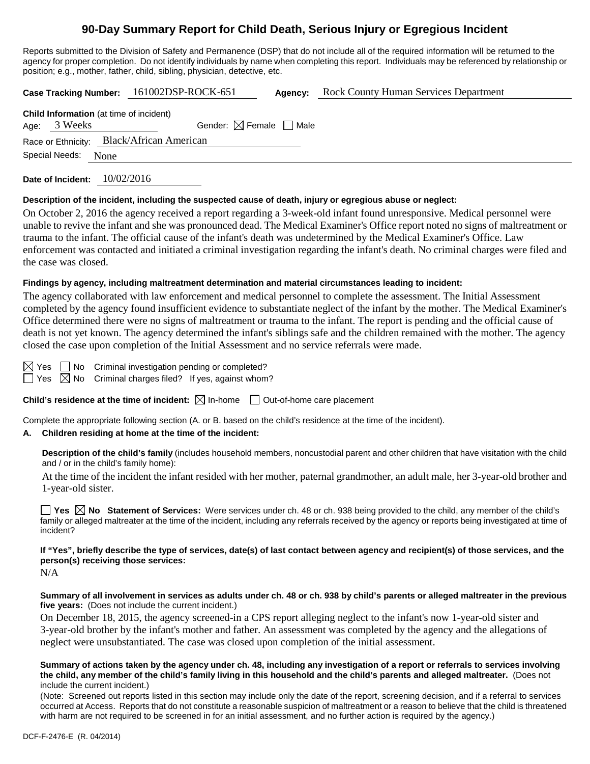# 90-Day Summary Report for Child Death, Serious Injury or Egregious Incident

Reports submitted to the Division of Safety and Permanence (DSP) that do not include all of the required information will be returned to the agency for proper completion. Do not identify individuals by name when completing this report. Individuals may be referenced by relationship or position; e.g., mother, father, child, sibling, physician, detective, etc.

**Case Tracking Number:** 161002DSP-ROCK-651 **Agency:** Rock County Human Services Department

**Child Information** (at time of incident)

Age: 3 Weeks Gender: ☒ Female ☐ Male

Race or Ethnicity: Black/African American

Special Needs: None

**Date of Incident:** 10/02/2016

**Description of the incident, including the suspected cause of death, injury or egregious abuse or neglect:**

On October 2, 2016 the agency received a report regarding a 3-week-old infant found unresponsive. Medical personnel were unable to revive the infant and she was pronounced dead. The Medical Examiner's Office report noted no signs of maltreatment or trauma to the infant. The official cause of the infant's death was undetermined by the Medical Examiner's Office. Law enforcement was contacted and initiated a criminal investigation regarding the infant's death. No criminal charges were filed and the case was closed.

**Findings by agency, including maltreatment determination and material circumstances leading to incident:**

The agency collaborated with law enforcement and medical personnel to complete the assessment. The Initial Assessment completed by the agency found insufficient evidence to substantiate neglect of the infant by the mother. The Medical Examiner's Office determined there were no signs of maltreatment or trauma to the infant. The report is pending and the official cause of death is not yet known. The agency determined the infant's siblings safe and the children remained with the mother. The agency closed the case upon completion of the Initial Assessment and no service referrals were made.

☒ Yes ☐ No Criminal investigation pending or completed?

☐ Yes ☒ No Criminal charges filed? If yes, against whom?

**Child's residence at the time of incident:** ☒ In-home ☐ Out-of-home care placement

Complete the appropriate following section (A. or B. based on the child's residence at the time of the incident).

**A. Children residing at home at the time of the incident:**

**Description of the child's family** (includes household members, noncustodial parent and other children that have visitation with the child and / or in the child's family home):

At the time of the incident the infant resided with her mother, paternal grandmother, an adult male, her 3-year-old brother and 1-year-old sister.

☐ **Yes** ☒ **No** **Statement of Services:** Were services under ch. 48 or ch. 938 being provided to the child, any member of the child's family or alleged maltreater at the time of the incident, including any referrals received by the agency or reports being investigated at time of incident?

**If "Yes", briefly describe the type of services, date(s) of last contact between agency and recipient(s) of those services, and the person(s) receiving those services:**

N/A

**Summary of all involvement in services as adults under ch. 48 or ch. 938 by child's parents or alleged maltreater in the previous five years:** (Does not include the current incident.)

On December 18, 2015, the agency screened-in a CPS report alleging neglect to the infant's now 1-year-old sister and 3-year-old brother by the infant's mother and father. An assessment was completed by the agency and the allegations of neglect were unsubstantiated. The case was closed upon completion of the initial assessment.

**Summary of actions taken by the agency under ch. 48, including any investigation of a report or referrals to services involving the child, any member of the child's family living in this household and the child's parents and alleged maltreater.** (Does not include the current incident.)

(Note: Screened out reports listed in this section may include only the date of the report, screening decision, and if a referral to services occurred at Access. Reports that do not constitute a reasonable suspicion of maltreatment or a reason to believe that the child is threatened with harm are not required to be screened in for an initial assessment, and no further action is required by the agency.)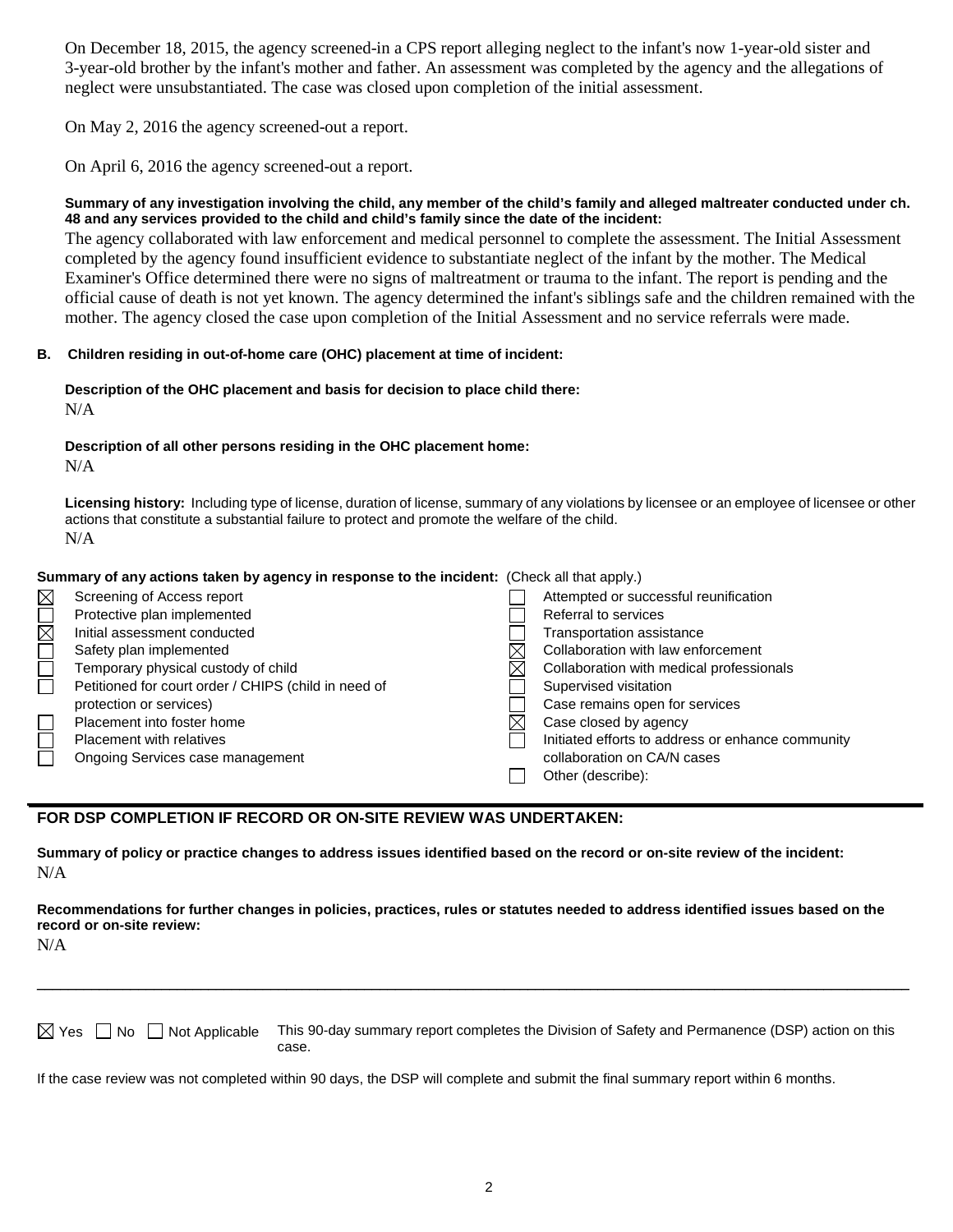On December 18, 2015, the agency screened-in a CPS report alleging neglect to the infant's now 1-year-old sister and 3-year-old brother by the infant's mother and father. An assessment was completed by the agency and the allegations of neglect were unsubstantiated. The case was closed upon completion of the initial assessment.

On May 2, 2016 the agency screened-out a report.

On April 6, 2016 the agency screened-out a report.

**Summary of any investigation involving the child, any member of the child's family and alleged maltreater conducted under ch. 48 and any services provided to the child and child's family since the date of the incident:**

The agency collaborated with law enforcement and medical personnel to complete the assessment. The Initial Assessment completed by the agency found insufficient evidence to substantiate neglect of the infant by the mother. The Medical Examiner's Office determined there were no signs of maltreatment or trauma to the infant. The report is pending and the official cause of death is not yet known. The agency determined the infant's siblings safe and the children remained with the mother. The agency closed the case upon completion of the Initial Assessment and no service referrals were made.

**B. Children residing in out-of-home care (OHC) placement at time of incident:**

**Description of the OHC placement and basis for decision to place child there:**
N/A

**Description of all other persons residing in the OHC placement home:**
N/A

**Licensing history:** Including type of license, duration of license, summary of any violations by licensee or an employee of licensee or other actions that constitute a substantial failure to protect and promote the welfare of the child.
N/A

**Summary of any actions taken by agency in response to the incident:** (Check all that apply.)

- ☒ Screening of Access report
- ☐ Protective plan implemented
- ☒ Initial assessment conducted
- ☐ Safety plan implemented
- ☐ Temporary physical custody of child
- ☐ Petitioned for court order / CHIPS (child in need of protection or services)
- ☐ Placement into foster home
- ☐ Placement with relatives
- ☐ Ongoing Services case management
- ☐ Attempted or successful reunification
- ☐ Referral to services
- ☐ Transportation assistance
- ☒ Collaboration with law enforcement
- ☒ Collaboration with medical professionals
- ☐ Supervised visitation
- ☐ Case remains open for services
- ☒ Case closed by agency
- ☐ Initiated efforts to address or enhance community collaboration on CA/N cases
- ☐ Other (describe):

## FOR DSP COMPLETION IF RECORD OR ON-SITE REVIEW WAS UNDERTAKEN:

**Summary of policy or practice changes to address issues identified based on the record or on-site review of the incident:**
N/A

**Recommendations for further changes in policies, practices, rules or statutes needed to address identified issues based on the record or on-site review:**
N/A

---

☒ Yes ☐ No ☐ Not Applicable This 90-day summary report completes the Division of Safety and Permanence (DSP) action on this case.

If the case review was not completed within 90 days, the DSP will complete and submit the final summary report within 6 months.